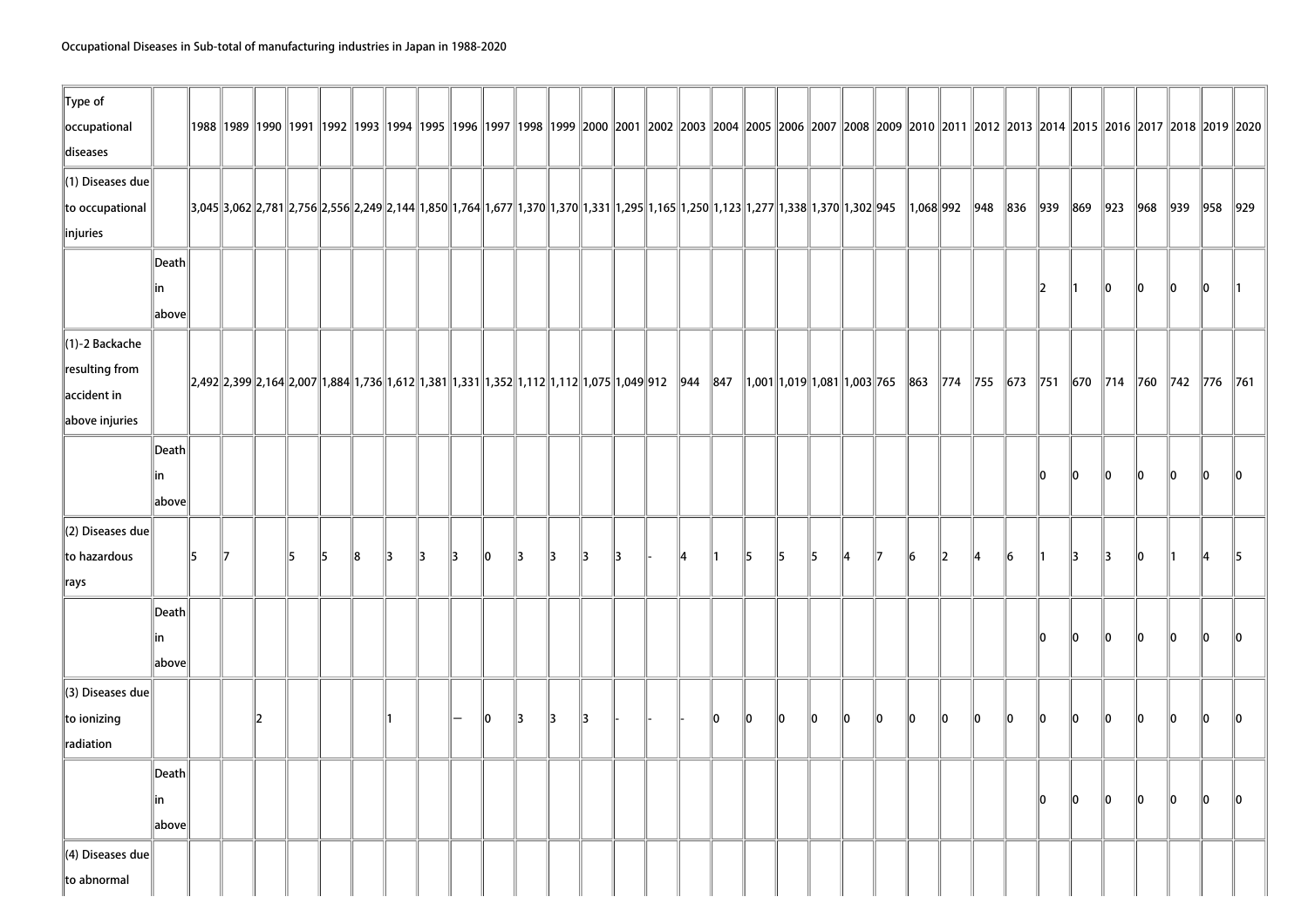Occupational Diseases in Sub-total of manufacturing industries in Japan in 1988-2020

| Type of occupational diseases | | 1988 | 1989 | 1990 | 1991 | 1992 | 1993 | 1994 | 1995 | 1996 | 1997 | 1998 | 1999 | 2000 | 2001 | 2002 | 2003 | 2004 | 2005 | 2006 | 2007 | 2008 | 2009 | 2010 | 2011 | 2012 | 2013 | 2014 | 2015 | 2016 | 2017 | 2018 | 2019 | 2020 |
|---|---|---|---|---|---|---|---|---|---|---|---|---|---|---|---|---|---|---|---|---|---|---|---|---|---|---|---|---|---|---|---|---|---|---|
| (1) Diseases due to occupational injuries | | 3,045 | 3,062 | 2,781 | 2,756 | 2,556 | 2,249 | 2,144 | 1,850 | 1,764 | 1,677 | 1,370 | 1,370 | 1,331 | 1,295 | 1,165 | 1,250 | 1,123 | 1,277 | 1,338 | 1,370 | 1,302 | 945 | 1,068 | 992 | 948 | 836 | 939 | 869 | 923 | 968 | 939 | 958 | 929 |
| | Death in above | | | | | | | | | | | | | | | | | | | | | | | | | | | 2 | 1 | 0 | 0 | 0 | 0 | 1 |
| (1)-2 Backache resulting from accident in above injuries | | 2,492 | 2,399 | 2,164 | 2,007 | 1,884 | 1,736 | 1,612 | 1,381 | 1,331 | 1,352 | 1,112 | 1,112 | 1,075 | 1,049 | 912 | 944 | 847 | 1,001 | 1,019 | 1,081 | 1,003 | 765 | 863 | 774 | 755 | 673 | 751 | 670 | 714 | 760 | 742 | 776 | 761 |
| | Death in above | | | | | | | | | | | | | | | | | | | | | | | | | | | 0 | 0 | 0 | 0 | 0 | 0 | 0 |
| (2) Diseases due to hazardous rays | | 5 | 7 | | 5 | 5 | 8 | 3 | 3 | 3 | 0 | 3 | 3 | 3 | 3 | - | 4 | 1 | 5 | 5 | 5 | 4 | 7 | 6 | 2 | 4 | 6 | 1 | 3 | 3 | 0 | 1 | 4 | 5 |
| | Death in above | | | | | | | | | | | | | | | | | | | | | | | | | | | 0 | 0 | 0 | 0 | 0 | 0 | 0 |
| (3) Diseases due to ionizing radiation | | | | 2 | | | | 1 | | — | 0 | 3 | 3 | 3 | - | - | - | 0 | 0 | 0 | 0 | 0 | 0 | 0 | 0 | 0 | 0 | 0 | 0 | 0 | 0 | 0 | 0 | 0 |
| | Death in above | | | | | | | | | | | | | | | | | | | | | | | | | | | 0 | 0 | 0 | 0 | 0 | 0 | 0 |
| (4) Diseases due to abnormal | | | | | | | | | | | | | | | | | | | | | | | | | | | | | | | | | | |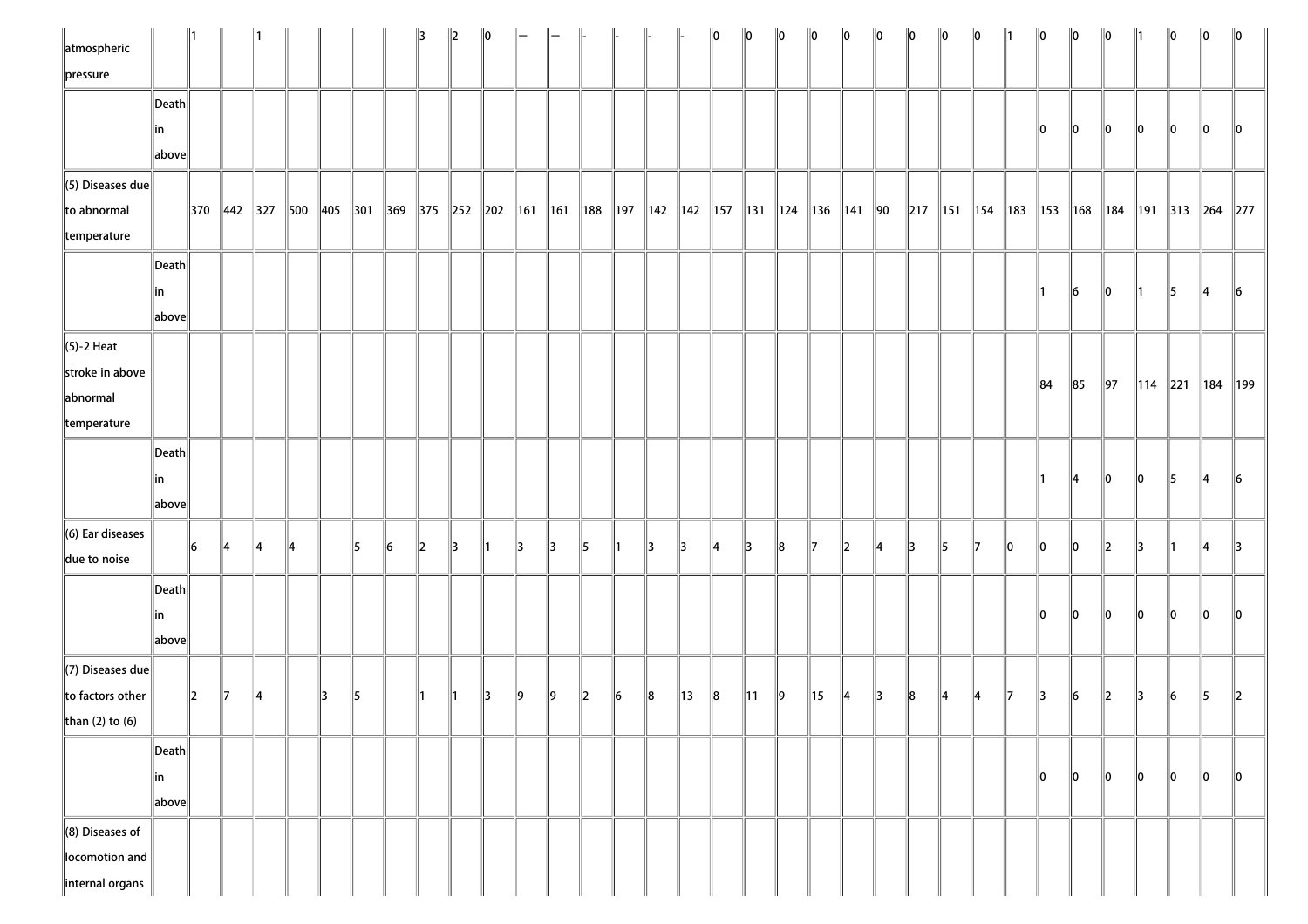| | | | | | | | | | | | | | | | | | | | | | | | | | | | | | | | | | | |
|---|---|---|---|---|---|---|---|---|---|---|---|---|---|---|---|---|---|---|---|---|---|---|---|---|---|---|---|---|---|---|---|---|---|---|
| atmospheric pressure | | 1 | | 1 | | | | | 3 | 2 | 0 | — | — | - | - | - | - | 0 | 0 | 0 | 0 | 0 | 0 | 0 | 0 | 0 | 1 | 0 | 0 | 0 | 1 | 0 | 0 | 0 |
| | Death in above | | | | | | | | | | | | | | | | | | | | | | | | | | | 0 | 0 | 0 | 0 | 0 | 0 | 0 |
| (5) Diseases due to abnormal temperature | | 370 | 442 | 327 | 500 | 405 | 301 | 369 | 375 | 252 | 202 | 161 | 161 | 188 | 197 | 142 | 142 | 157 | 131 | 124 | 136 | 141 | 90 | 217 | 151 | 154 | 183 | 153 | 168 | 184 | 191 | 313 | 264 | 277 |
| | Death in above | | | | | | | | | | | | | | | | | | | | | | | | | | | 1 | 6 | 0 | 1 | 5 | 4 | 6 |
| (5)-2 Heat stroke in above abnormal temperature | | | | | | | | | | | | | | | | | | | | | | | | | | | | 84 | 85 | 97 | 114 | 221 | 184 | 199 |
| | Death in above | | | | | | | | | | | | | | | | | | | | | | | | | | | 1 | 4 | 0 | 0 | 5 | 4 | 6 |
| (6) Ear diseases due to noise | | 6 | 4 | 4 | 4 | | 5 | 6 | 2 | 3 | 1 | 3 | 3 | 5 | 1 | 3 | 3 | 4 | 3 | 8 | 7 | 2 | 4 | 3 | 5 | 7 | 0 | 0 | 0 | 2 | 3 | 1 | 4 | 3 |
| | Death in above | | | | | | | | | | | | | | | | | | | | | | | | | | | 0 | 0 | 0 | 0 | 0 | 0 | 0 |
| (7) Diseases due to factors other than (2) to (6) | | 2 | 7 | 4 | | 3 | 5 | | 1 | 1 | 3 | 9 | 9 | 2 | 6 | 8 | 13 | 8 | 11 | 9 | 15 | 4 | 3 | 8 | 4 | 4 | 7 | 3 | 6 | 2 | 3 | 6 | 5 | 2 |
| | Death in above | | | | | | | | | | | | | | | | | | | | | | | | | | | 0 | 0 | 0 | 0 | 0 | 0 | 0 |
| (8) Diseases of locomotion and internal organs | | | | | | | | | | | | | | | | | | | | | | | | | | | | | | | | | | |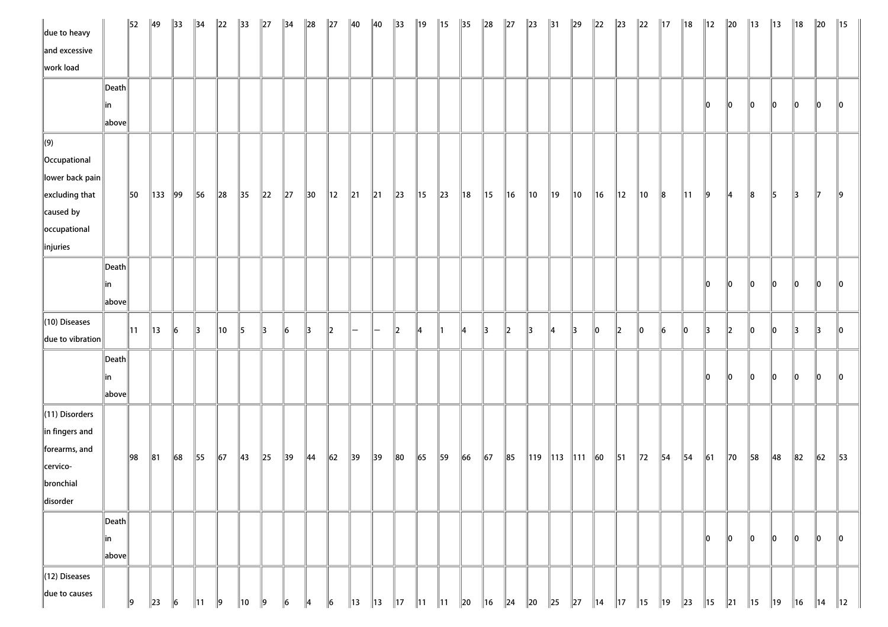| due to heavy and excessive work load | | 52 | 49 | 33 | 34 | 22 | 33 | 27 | 34 | 28 | 27 | 40 | 40 | 33 | 19 | 15 | 35 | 28 | 27 | 23 | 31 | 29 | 22 | 23 | 22 | 17 | 18 | 12 | 20 | 13 | 13 | 18 | 20 | 15 |
|---|---|---|---|---|---|---|---|---|---|---|---|---|---|---|---|---|---|---|---|---|---|---|---|---|---|---|---|---|---|---|---|---|---|---|
| | Death in above | | | | | | | | | | | | | | | | | | | | | | | | | | | 0 | 0 | 0 | 0 | 0 | 0 | 0 |
| (9) Occupational lower back pain excluding that caused by occupational injuries | | 50 | 133 | 99 | 56 | 28 | 35 | 22 | 27 | 30 | 12 | 21 | 21 | 23 | 15 | 23 | 18 | 15 | 16 | 10 | 19 | 10 | 16 | 12 | 10 | 8 | 11 | 9 | 4 | 8 | 5 | 3 | 7 | 9 |
| | Death in above | | | | | | | | | | | | | | | | | | | | | | | | | | | 0 | 0 | 0 | 0 | 0 | 0 | 0 |
| (10) Diseases due to vibration | | 11 | 13 | 6 | 3 | 10 | 5 | 3 | 6 | 3 | 2 | — | — | 2 | 4 | 1 | 4 | 3 | 2 | 3 | 4 | 3 | 0 | 2 | 0 | 6 | 0 | 3 | 2 | 0 | 0 | 3 | 3 | 0 |
| | Death in above | | | | | | | | | | | | | | | | | | | | | | | | | | | 0 | 0 | 0 | 0 | 0 | 0 | 0 |
| (11) Disorders in fingers and forearms, and cervico-bronchial disorder | | 98 | 81 | 68 | 55 | 67 | 43 | 25 | 39 | 44 | 62 | 39 | 39 | 80 | 65 | 59 | 66 | 67 | 85 | 119 | 113 | 111 | 60 | 51 | 72 | 54 | 54 | 61 | 70 | 58 | 48 | 82 | 62 | 53 |
| | Death in above | | | | | | | | | | | | | | | | | | | | | | | | | | | 0 | 0 | 0 | 0 | 0 | 0 | 0 |
| (12) Diseases due to causes | | 9 | 23 | 6 | 11 | 9 | 10 | 9 | 6 | 4 | 6 | 13 | 13 | 17 | 11 | 11 | 20 | 16 | 24 | 20 | 25 | 27 | 14 | 17 | 15 | 19 | 23 | 15 | 21 | 15 | 19 | 16 | 14 | 12 |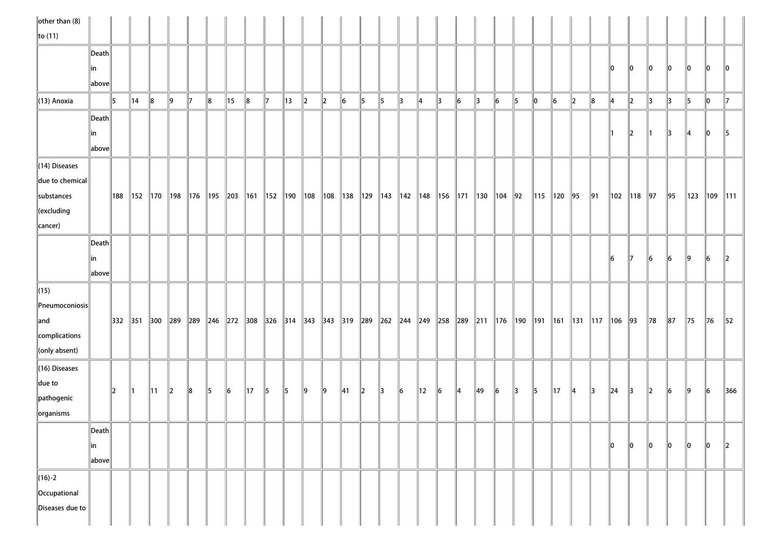| other than (8) to (11) | | | | | | | | | | | | | | | | | | | | | | | | | | | | | | | | | | |
|---|---|---|---|---|---|---|---|---|---|---|---|---|---|---|---|---|---|---|---|---|---|---|---|---|---|---|---|---|---|---|---|---|---|---|
| | Death in above | | | | | | | | | | | | | | | | | | | | | | | | | | 0 | 0 | 0 | 0 | 0 | 0 | 0 |
| (13) Anoxia | | 5 | 14 | 8 | 9 | 7 | 8 | 15 | 8 | 7 | 13 | 2 | 2 | 6 | 5 | 5 | 3 | 4 | 3 | 6 | 3 | 6 | 5 | 0 | 6 | 2 | 8 | 4 | 2 | 3 | 3 | 5 | 0 | 7 |
| | Death in above | | | | | | | | | | | | | | | | | | | | | | | | | | 1 | 2 | 1 | 3 | 4 | 0 | 5 |
| (14) Diseases due to chemical substances (excluding cancer) | | 188 | 152 | 170 | 198 | 176 | 195 | 203 | 161 | 152 | 190 | 108 | 108 | 138 | 129 | 143 | 142 | 148 | 156 | 171 | 130 | 104 | 92 | 115 | 120 | 95 | 91 | 102 | 118 | 97 | 95 | 123 | 109 | 111 |
| | Death in above | | | | | | | | | | | | | | | | | | | | | | | | | | 6 | 7 | 6 | 6 | 9 | 6 | 2 |
| (15) Pneumoconiosis and complications (only absent) | | 332 | 351 | 300 | 289 | 289 | 246 | 272 | 308 | 326 | 314 | 343 | 343 | 319 | 289 | 262 | 244 | 249 | 258 | 289 | 211 | 176 | 190 | 191 | 161 | 131 | 117 | 106 | 93 | 78 | 87 | 75 | 76 | 52 |
| (16) Diseases due to pathogenic organisms | | 2 | 1 | 11 | 2 | 8 | 5 | 6 | 17 | 5 | 5 | 9 | 9 | 41 | 2 | 3 | 6 | 12 | 6 | 4 | 49 | 6 | 3 | 5 | 17 | 4 | 3 | 24 | 3 | 2 | 6 | 9 | 6 | 366 |
| | Death in above | | | | | | | | | | | | | | | | | | | | | | | | | | 0 | 0 | 0 | 0 | 0 | 0 | 2 |
| (16)-2 Occupational Diseases due to | | | | | | | | | | | | | | | | | | | | | | | | | | | | | | | | | | |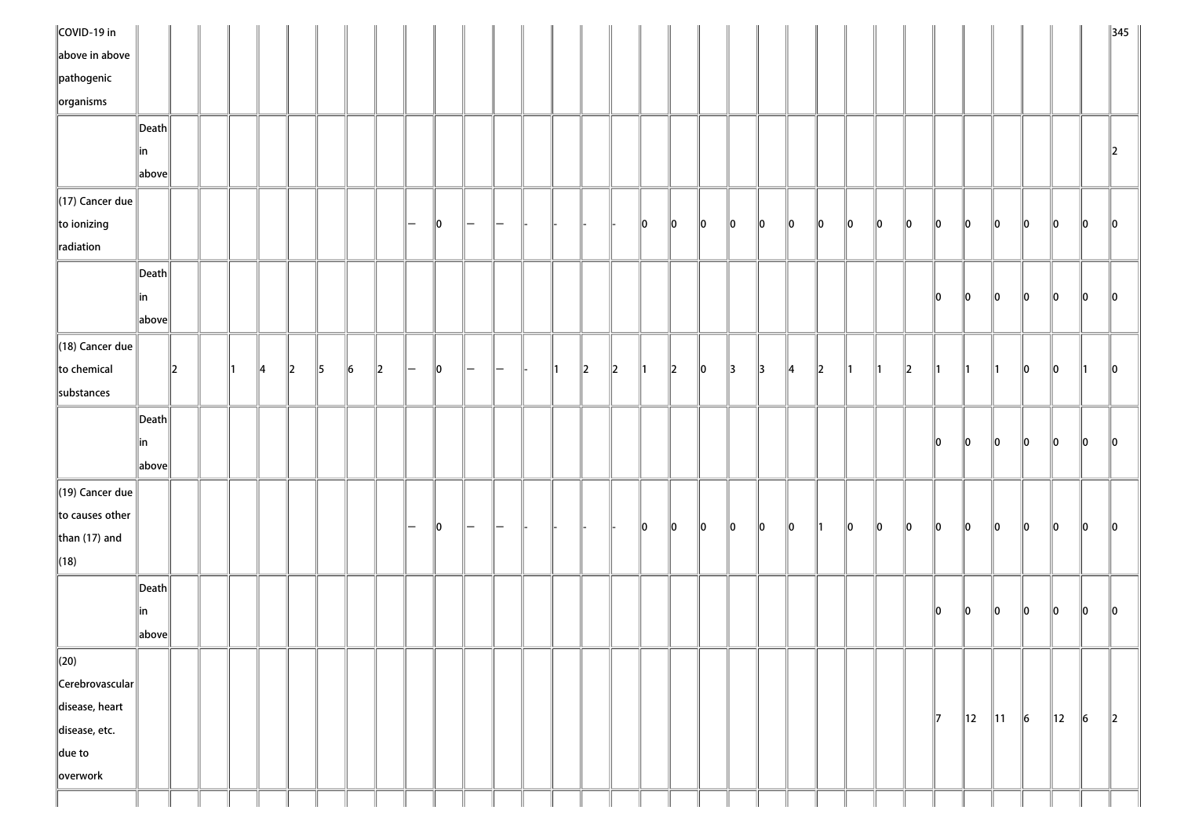| | | | | | | | | | | | | | | | | | | | | | | | | | | | | | | | | | | |
|---|---|---|---|---|---|---|---|---|---|---|---|---|---|---|---|---|---|---|---|---|---|---|---|---|---|---|---|---|---|---|---|---|---|---|
| COVID-19 in above in above pathogenic organisms | | | | | | | | | | | | | | | | | | | | | | | | | | | | | | | | | | 345 |
| | Death in above | | | | | | | | | | | | | | | | | | | | | | | | | | | | | | | | | 2 |
| (17) Cancer due to ionizing radiation | | | | | | | | | | — | 0 | — | — | - | - | - | - | 0 | 0 | 0 | 0 | 0 | 0 | 0 | 0 | 0 | 0 | 0 | 0 | 0 | 0 | 0 | 0 | 0 |
| | Death in above | | | | | | | | | | | | | | | | | | | | | | | | | | | | 0 | 0 | 0 | 0 | 0 | 0 | 0 |
| (18) Cancer due to chemical substances | | 2 | | 1 | 4 | 2 | 5 | 6 | 2 | — | 0 | — | — | - | 1 | 2 | 2 | 1 | 2 | 0 | 3 | 3 | 4 | 2 | 1 | 1 | 2 | 1 | 1 | 1 | 0 | 0 | 1 | 0 |
| | Death in above | | | | | | | | | | | | | | | | | | | | | | | | | | | | 0 | 0 | 0 | 0 | 0 | 0 | 0 |
| (19) Cancer due to causes other than (17) and (18) | | | | | | | | | | — | 0 | — | — | - | - | - | - | 0 | 0 | 0 | 0 | 0 | 0 | 1 | 0 | 0 | 0 | 0 | 0 | 0 | 0 | 0 | 0 | 0 |
| | Death in above | | | | | | | | | | | | | | | | | | | | | | | | | | | | 0 | 0 | 0 | 0 | 0 | 0 | 0 |
| (20) Cerebrovascular disease, heart disease, etc. due to overwork | | | | | | | | | | | | | | | | | | | | | | | | | | | | | 7 | 12 | 11 | 6 | 12 | 6 | 2 |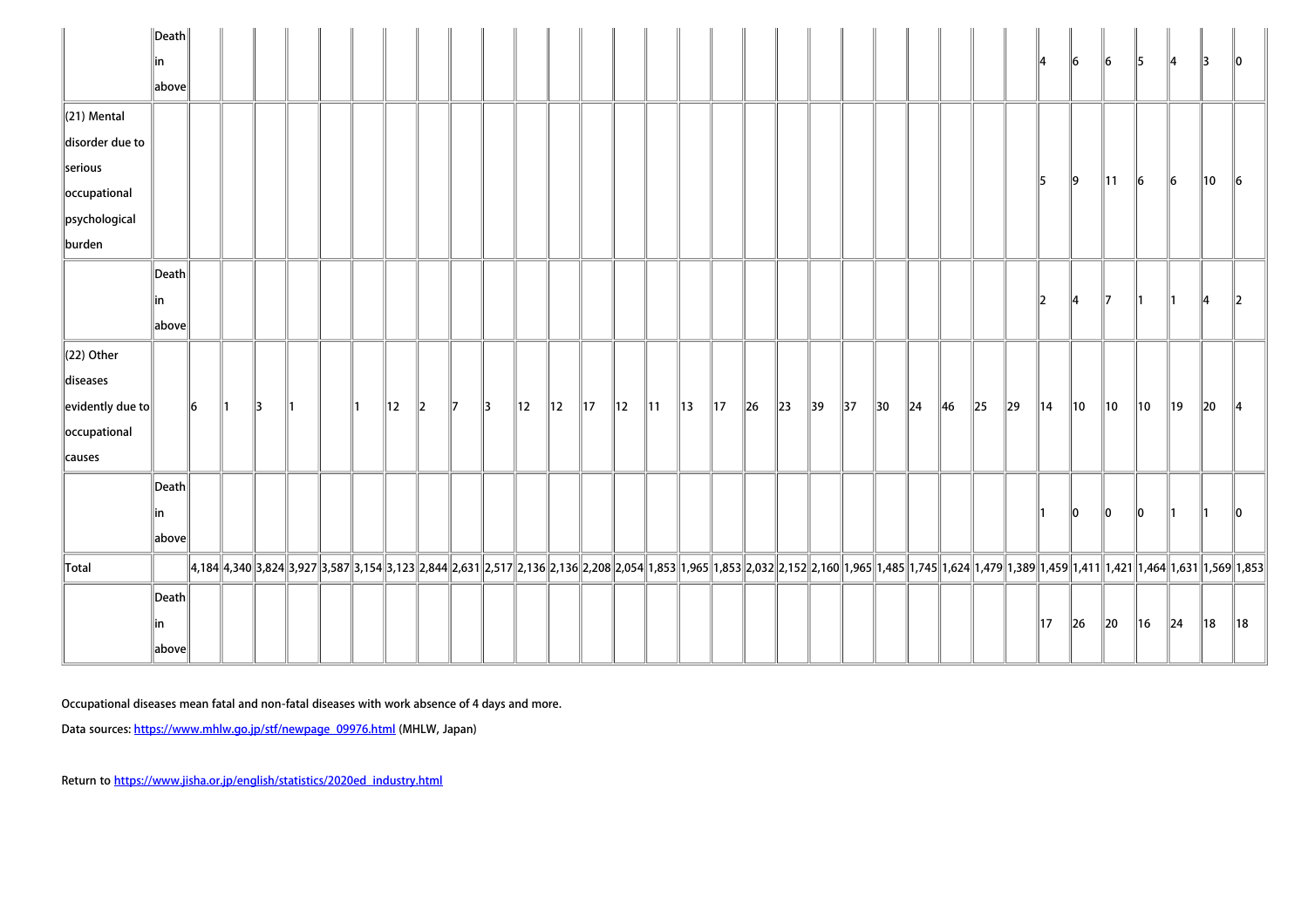| | | | | | | | | | | | | | | | | | | | | | | | | | | | | | | | | | | |
|---|---|---|---|---|---|---|---|---|---|---|---|---|---|---|---|---|---|---|---|---|---|---|---|---|---|---|---|---|---|---|---|---|---|---|
| | Death in above | | | | | | | | | | | | | | | | | | | | | | | | | | | 4 | 6 | 6 | 5 | 4 | 3 | 0 |
| (21) Mental disorder due to serious occupational psychological burden | | | | | | | | | | | | | | | | | | | | | | | | | | | | 5 | 9 | 11 | 6 | 6 | 10 | 6 |
| | Death in above | | | | | | | | | | | | | | | | | | | | | | | | | | | 2 | 4 | 7 | 1 | 1 | 4 | 2 |
| (22) Other diseases evidently due to occupational causes | | 6 | 1 | 3 | 1 | | 1 | 12 | 2 | 7 | 3 | 12 | 12 | 17 | 12 | 11 | 13 | 17 | 26 | 23 | 39 | 37 | 30 | 24 | 46 | 25 | 29 | 14 | 10 | 10 | 10 | 19 | 20 | 4 |
| | Death in above | | | | | | | | | | | | | | | | | | | | | | | | | | | 1 | 0 | 0 | 0 | 1 | 1 | 0 |
| Total | | 4,184 | 4,340 | 3,824 | 3,927 | 3,587 | 3,154 | 3,123 | 2,844 | 2,631 | 2,517 | 2,136 | 2,136 | 2,208 | 2,054 | 1,853 | 1,965 | 1,853 | 2,032 | 2,152 | 2,160 | 1,965 | 1,485 | 1,745 | 1,624 | 1,479 | 1,389 | 1,459 | 1,411 | 1,421 | 1,464 | 1,631 | 1,569 | 1,853 |
| | Death in above | | | | | | | | | | | | | | | | | | | | | | | | | | | 17 | 26 | 20 | 16 | 24 | 18 | 18 |

Occupational diseases mean fatal and non-fatal diseases with work absence of 4 days and more.

Data sources: https://www.mhlw.go.jp/stf/newpage_09976.html (MHLW, Japan)

Return to https://www.jisha.or.jp/english/statistics/2020ed_industry.html